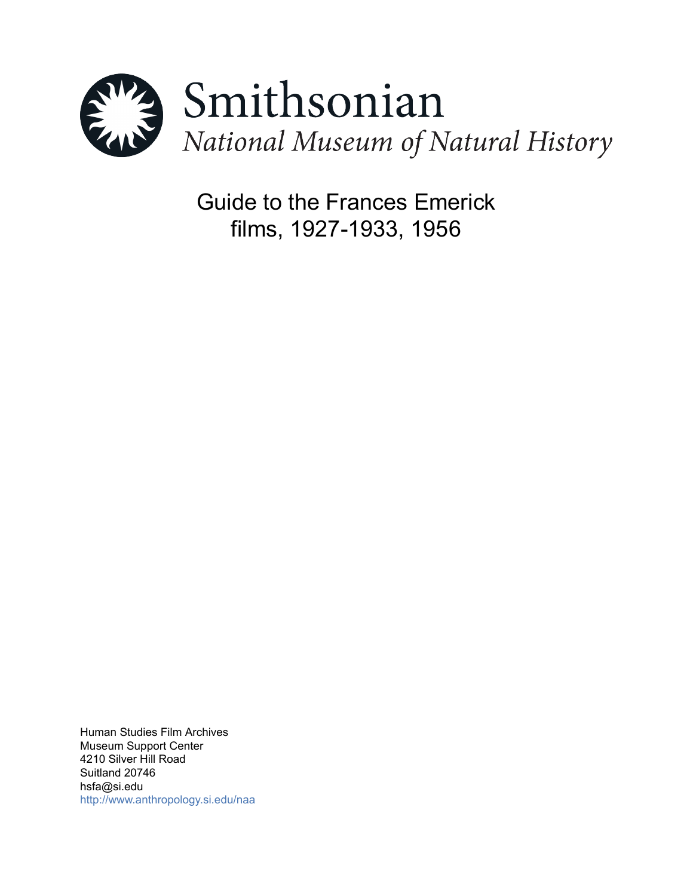Smithsonian
*National Museum of Natural History*

# Guide to the Frances Emerick films, 1927-1933, 1956

Human Studies Film Archives
Museum Support Center
4210 Silver Hill Road
Suitland 20746
hsfa@si.edu
http://www.anthropology.si.edu/naa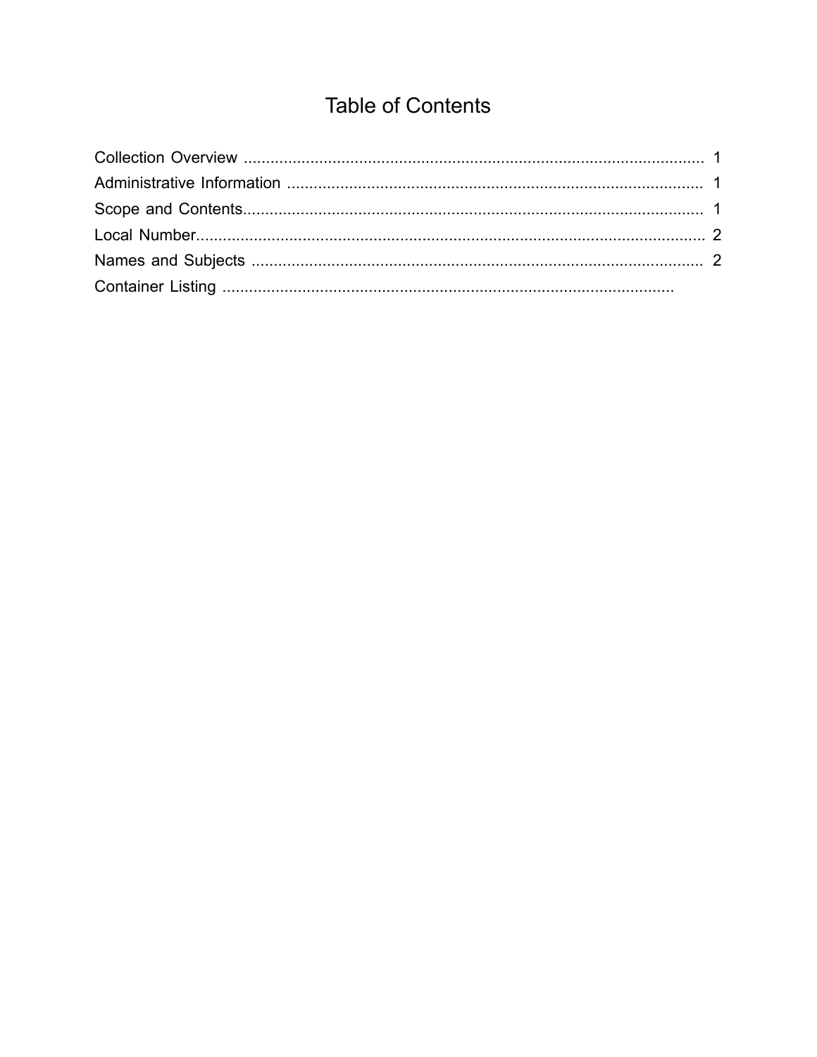# Table of Contents

Collection Overview ........................................................................................................ 1
Administrative Information .............................................................................................. 1
Scope and Contents........................................................................................................ 1
Local Number.................................................................................................................... 2
Names and Subjects ...................................................................................................... 2
Container Listing .....................................................................................................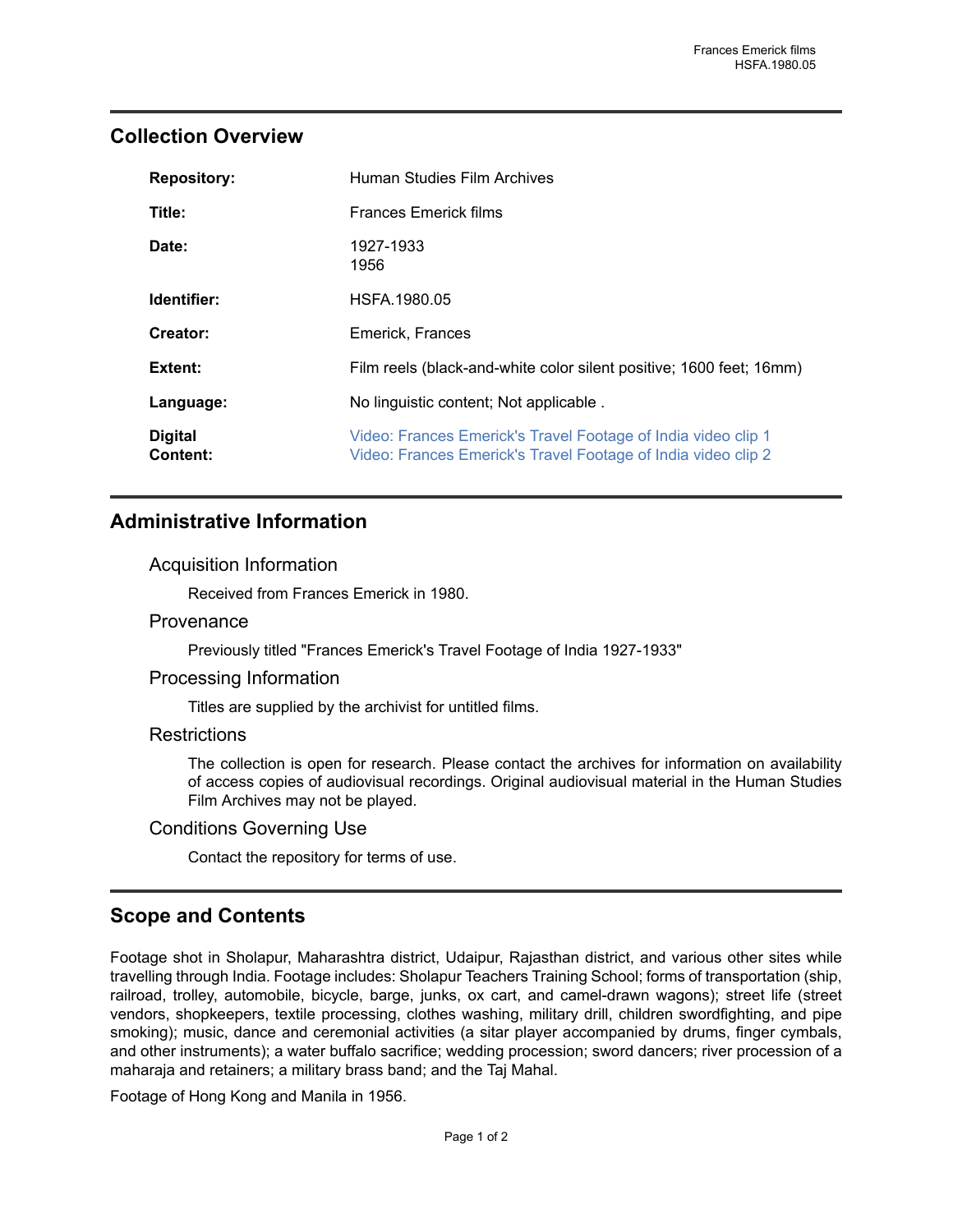## Collection Overview

| | |
|---|---|
| **Repository:** | Human Studies Film Archives |
| **Title:** | Frances Emerick films |
| **Date:** | 1927-1933<br>1956 |
| **Identifier:** | HSFA.1980.05 |
| **Creator:** | Emerick, Frances |
| **Extent:** | Film reels (black-and-white color silent positive; 1600 feet; 16mm) |
| **Language:** | No linguistic content; Not applicable . |
| **Digital Content:** | Video: Frances Emerick's Travel Footage of India video clip 1<br>Video: Frances Emerick's Travel Footage of India video clip 2 |

## Administrative Information

### Acquisition Information

Received from Frances Emerick in 1980.

### Provenance

Previously titled "Frances Emerick's Travel Footage of India 1927-1933"

### Processing Information

Titles are supplied by the archivist for untitled films.

### Restrictions

The collection is open for research. Please contact the archives for information on availability of access copies of audiovisual recordings. Original audiovisual material in the Human Studies Film Archives may not be played.

### Conditions Governing Use

Contact the repository for terms of use.

## Scope and Contents

Footage shot in Sholapur, Maharashtra district, Udaipur, Rajasthan district, and various other sites while travelling through India. Footage includes: Sholapur Teachers Training School; forms of transportation (ship, railroad, trolley, automobile, bicycle, barge, junks, ox cart, and camel-drawn wagons); street life (street vendors, shopkeepers, textile processing, clothes washing, military drill, children swordfighting, and pipe smoking); music, dance and ceremonial activities (a sitar player accompanied by drums, finger cymbals, and other instruments); a water buffalo sacrifice; wedding procession; sword dancers; river procession of a maharaja and retainers; a military brass band; and the Taj Mahal.

Footage of Hong Kong and Manila in 1956.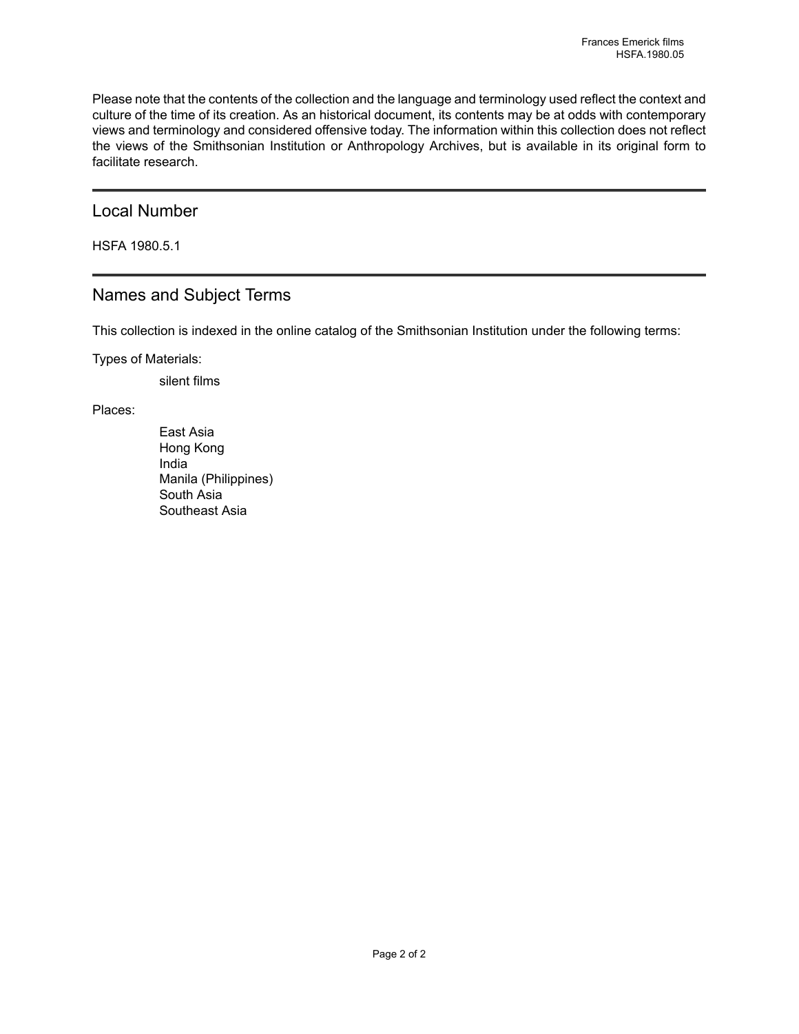Please note that the contents of the collection and the language and terminology used reflect the context and culture of the time of its creation. As an historical document, its contents may be at odds with contemporary views and terminology and considered offensive today. The information within this collection does not reflect the views of the Smithsonian Institution or Anthropology Archives, but is available in its original form to facilitate research.

## Local Number

HSFA 1980.5.1

## Names and Subject Terms

This collection is indexed in the online catalog of the Smithsonian Institution under the following terms:

Types of Materials:

- silent films

Places:

- East Asia
- Hong Kong
- India
- Manila (Philippines)
- South Asia
- Southeast Asia